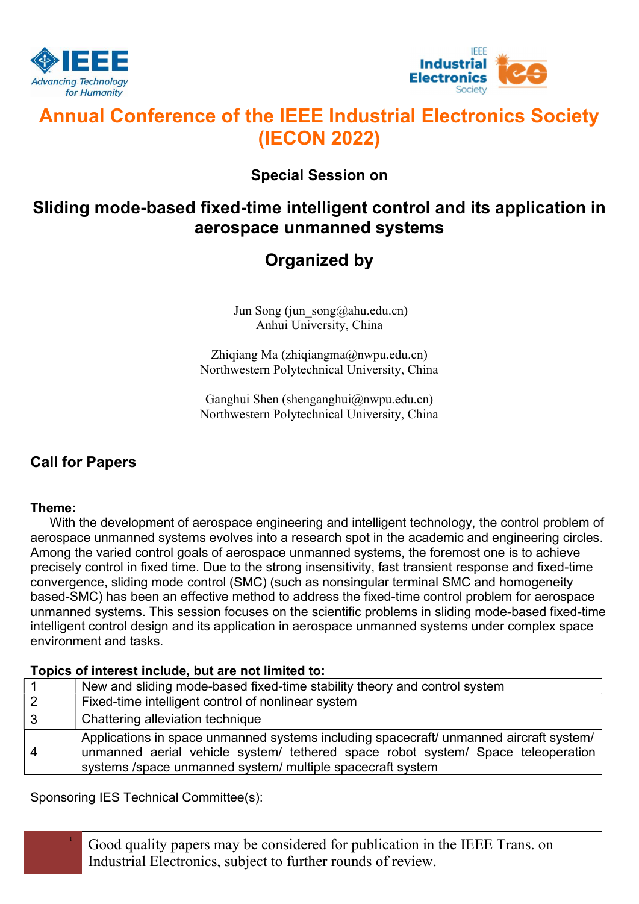# Annual Conference of the IEEE Industrial Electronics Society (IECON 2022)

### Special Session on

## Sliding mode-based fixed-time intelligent control and its application in aerospace unmanned systems

## Organized by

Jun Song (jun_song@ahu.edu.cn)
Anhui University, China

Zhiqiang Ma (zhiqiangma@nwpu.edu.cn)
Northwestern Polytechnical University, China

Ganghui Shen (shenganghui@nwpu.edu.cn)
Northwestern Polytechnical University, China

## Call for Papers

**Theme:**

With the development of aerospace engineering and intelligent technology, the control problem of aerospace unmanned systems evolves into a research spot in the academic and engineering circles. Among the varied control goals of aerospace unmanned systems, the foremost one is to achieve precisely control in fixed time. Due to the strong insensitivity, fast transient response and fixed-time convergence, sliding mode control (SMC) (such as nonsingular terminal SMC and homogeneity based-SMC) has been an effective method to address the fixed-time control problem for aerospace unmanned systems. This session focuses on the scientific problems in sliding mode-based fixed-time intelligent control design and its application in aerospace unmanned systems under complex space environment and tasks.

**Topics of interest include, but are not limited to:**

| | |
|---|---|
| 1 | New and sliding mode-based fixed-time stability theory and control system |
| 2 | Fixed-time intelligent control of nonlinear system |
| 3 | Chattering alleviation technique |
| 4 | Applications in space unmanned systems including spacecraft/ unmanned aircraft system/ unmanned aerial vehicle system/ tethered space robot system/ Space teleoperation systems /space unmanned system/ multiple spacecraft system |

Sponsoring IES Technical Committee(s):

[1] Good quality papers may be considered for publication in the IEEE Trans. on Industrial Electronics, subject to further rounds of review.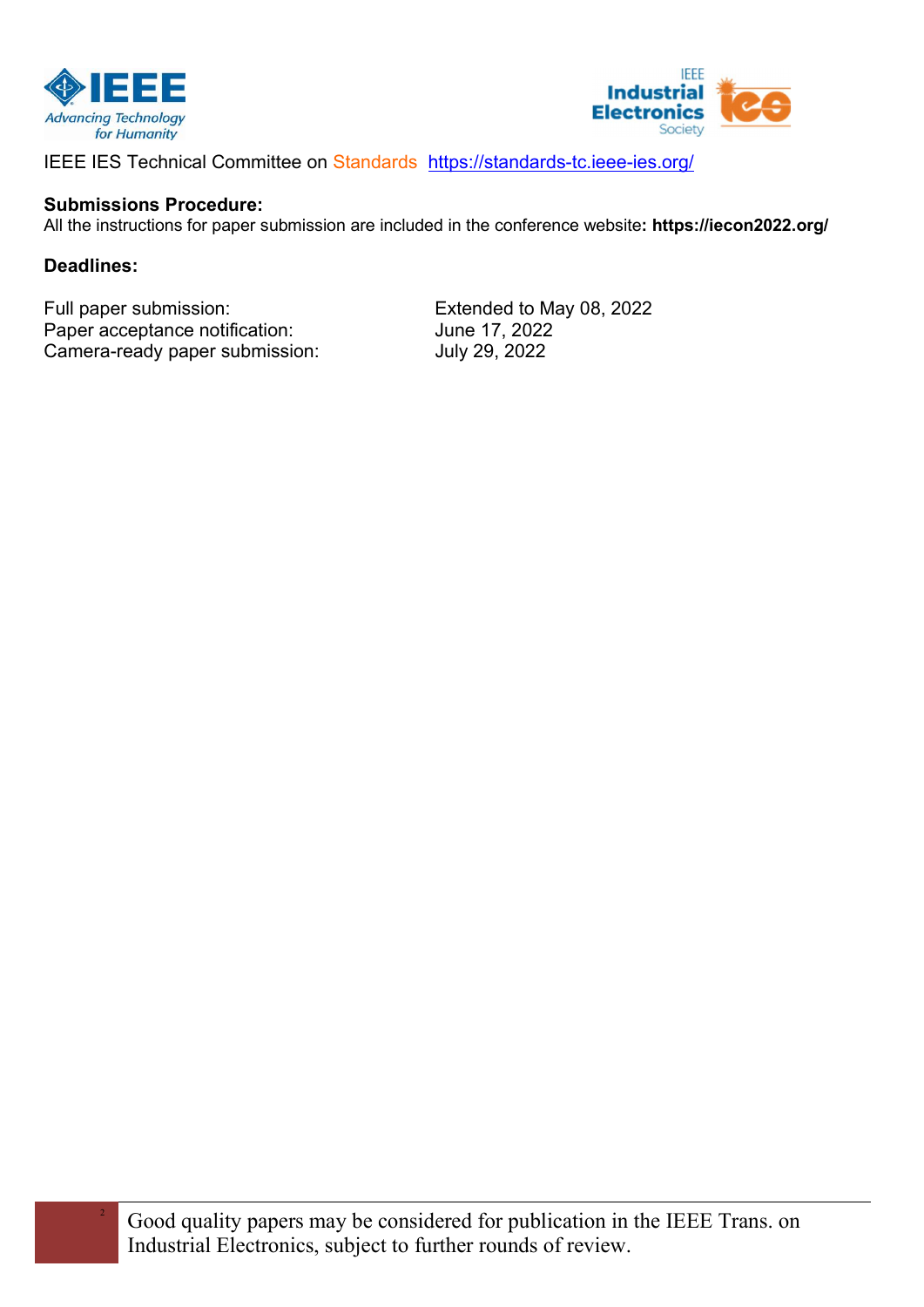IEEE IES Technical Committee on Standards https://standards-tc.ieee-ies.org/

**Submissions Procedure:**

All the instructions for paper submission are included in the conference website**: https://iecon2022.org/**

**Deadlines:**

| | |
|---|---|
| Full paper submission: | Extended to May 08, 2022 |
| Paper acceptance notification: | June 17, 2022 |
| Camera-ready paper submission: | July 29, 2022 |

[2] Good quality papers may be considered for publication in the IEEE Trans. on Industrial Electronics, subject to further rounds of review.